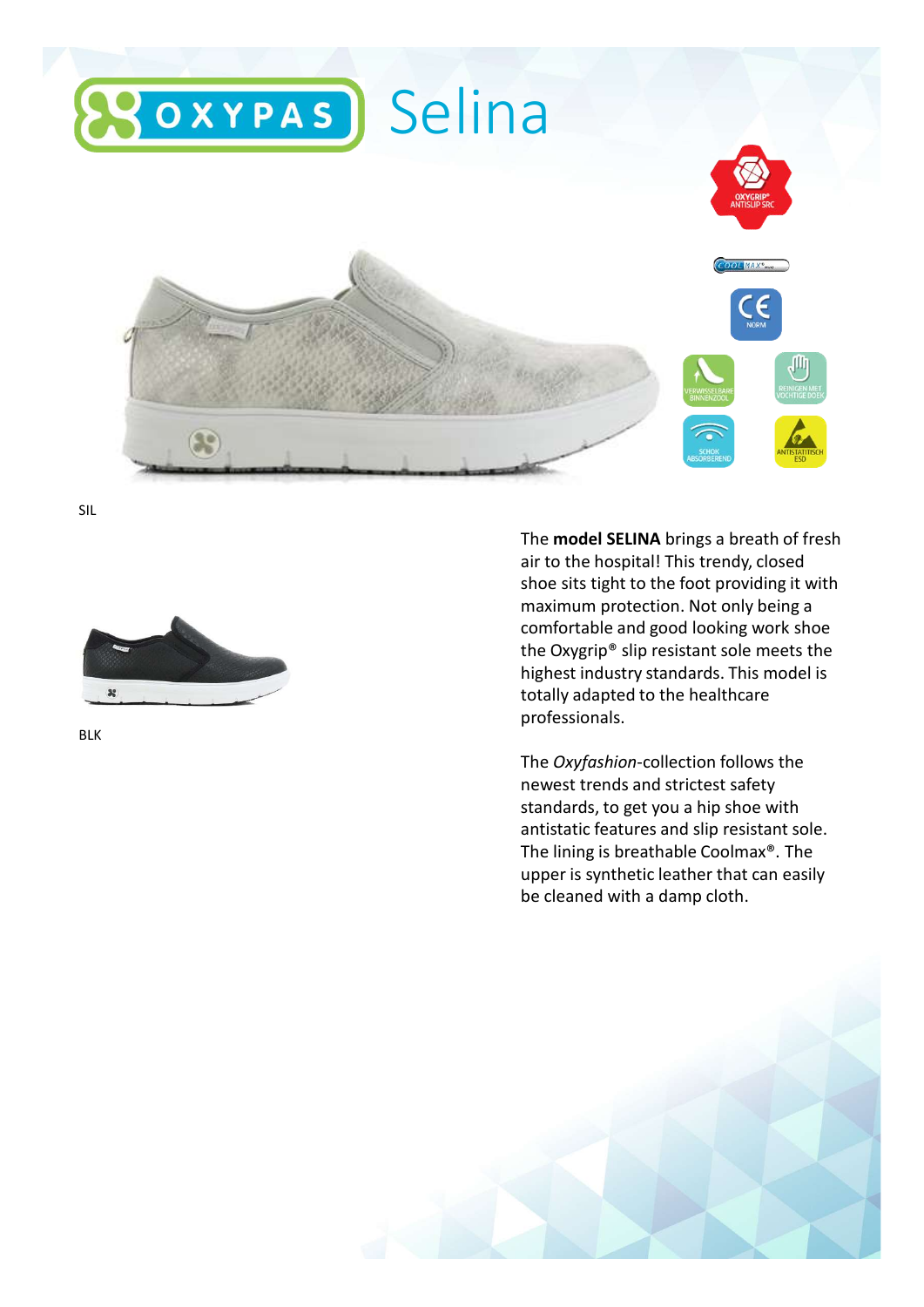# OXYPAS Selina

OXYGRIP® ANTISLIP SRC

COOLMAX®

CE NORM

VERWISSELBARE BINNENZOOL

REINIGEN MET VOCHTIGE DOEK

SCHOK ABSORBEREND

ANTISTATISCH ESD

SIL

BLK

The **model SELINA** brings a breath of fresh air to the hospital! This trendy, closed shoe sits tight to the foot providing it with maximum protection. Not only being a comfortable and good looking work shoe the Oxygrip® slip resistant sole meets the highest industry standards. This model is totally adapted to the healthcare professionals.

The *Oxyfashion*-collection follows the newest trends and strictest safety standards, to get you a hip shoe with antistatic features and slip resistant sole. The lining is breathable Coolmax®. The upper is synthetic leather that can easily be cleaned with a damp cloth.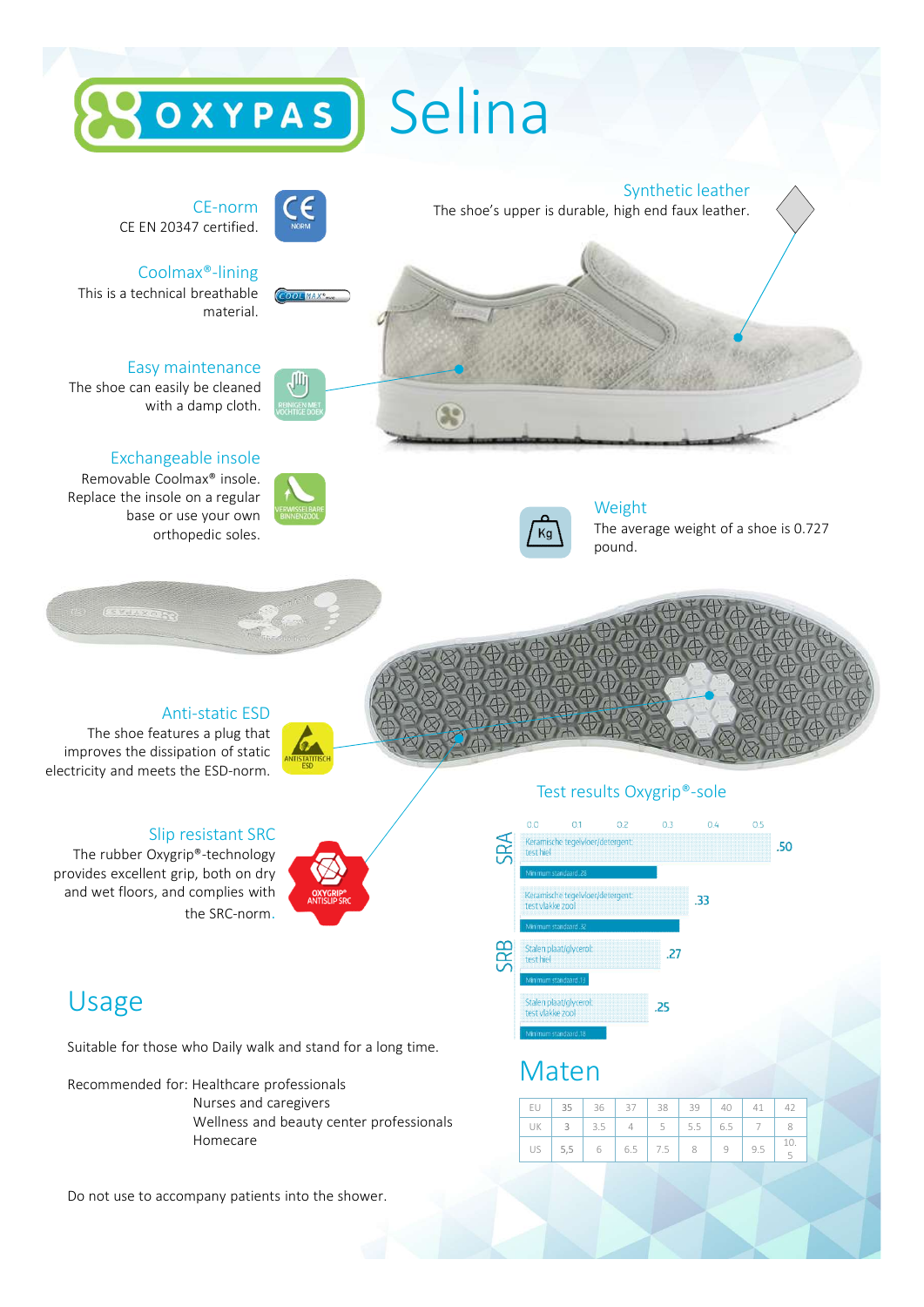# OXYPAS Selina

**CE-norm**
CE EN 20347 certified.

**Coolmax®-lining**
This is a technical breathable material.

**Easy maintenance**
The shoe can easily be cleaned with a damp cloth.

**Exchangeable insole**
Removable Coolmax® insole. Replace the insole on a regular base or use your own orthopedic soles.

**Synthetic leather**
The shoe's upper is durable, high end faux leather.

**Weight**
The average weight of a shoe is 0.727 pound.

**Anti-static ESD**
The shoe features a plug that improves the dissipation of static electricity and meets the ESD-norm.

**Slip resistant SRC**
The rubber Oxygrip®-technology provides excellent grip, both on dry and wet floors, and complies with the SRC-norm.

## Test results Oxygrip®-sole

0.0
0.1
0.2
0.3
0.4
0.5

SRA
Keramische tegelvloer/detergent: test hiel
.50
Minimum standaard .28
Keramische tegelvloer/detergent: test vlakke zool
.33
Minimum standaard .32

SRB
Stalen plaat/glycerol: test hiel
.27
Minimum standaard .13
Stalen plaat/glycerol: test vlakke zool
.25
Minimum standaard .18

## Usage

Suitable for those who Daily walk and stand for a long time.

Recommended for: Healthcare professionals
Nurses and caregivers
Wellness and beauty center professionals
Homecare

Do not use to accompany patients into the shower.

## Maten

| EU | 35 | 36 | 37 | 38 | 39 | 40 | 41 | 42 |
|---|---|---|---|---|---|---|---|---|
| UK | 3 | 3.5 | 4 | 5 | 5.5 | 6.5 | 7 | 8 |
| US | 5,5 | 6 | 6.5 | 7.5 | 8 | 9 | 9.5 | 10.5 |